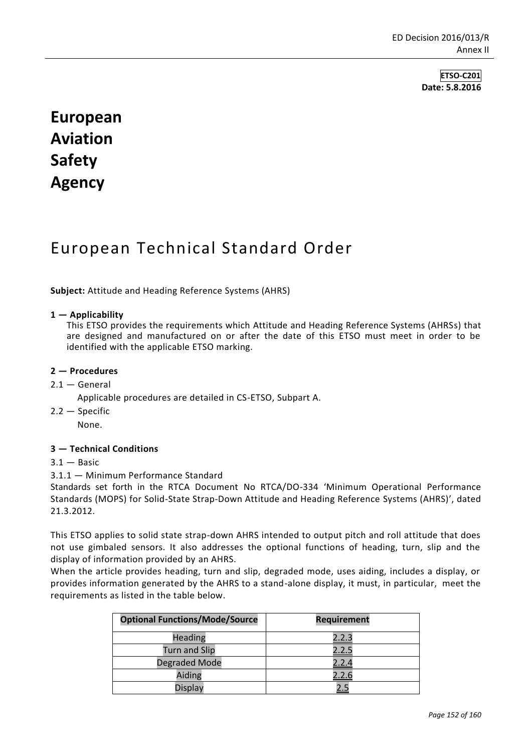**ETSO-C201**
**Date: 5.8.2016**

# European Aviation Safety Agency

# European Technical Standard Order

**Subject:** Attitude and Heading Reference Systems (AHRS)

**1 — Applicability**

This ETSO provides the requirements which Attitude and Heading Reference Systems (AHRSs) that are designed and manufactured on or after the date of this ETSO must meet in order to be identified with the applicable ETSO marking.

**2 — Procedures**

2.1 — General

Applicable procedures are detailed in CS-ETSO, Subpart A.

2.2 — Specific

None.

**3 — Technical Conditions**

3.1 — Basic

3.1.1 — Minimum Performance Standard

Standards set forth in the RTCA Document No RTCA/DO-334 'Minimum Operational Performance Standards (MOPS) for Solid-State Strap-Down Attitude and Heading Reference Systems (AHRS)', dated 21.3.2012.

This ETSO applies to solid state strap-down AHRS intended to output pitch and roll attitude that does not use gimbaled sensors. It also addresses the optional functions of heading, turn, slip and the display of information provided by an AHRS.

When the article provides heading, turn and slip, degraded mode, uses aiding, includes a display, or provides information generated by the AHRS to a stand-alone display, it must, in particular, meet the requirements as listed in the table below.

| Optional Functions/Mode/Source | Requirement |
|---|---|
| Heading | 2.2.3 |
| Turn and Slip | 2.2.5 |
| Degraded Mode | 2.2.4 |
| Aiding | 2.2.6 |
| Display | 2.5 |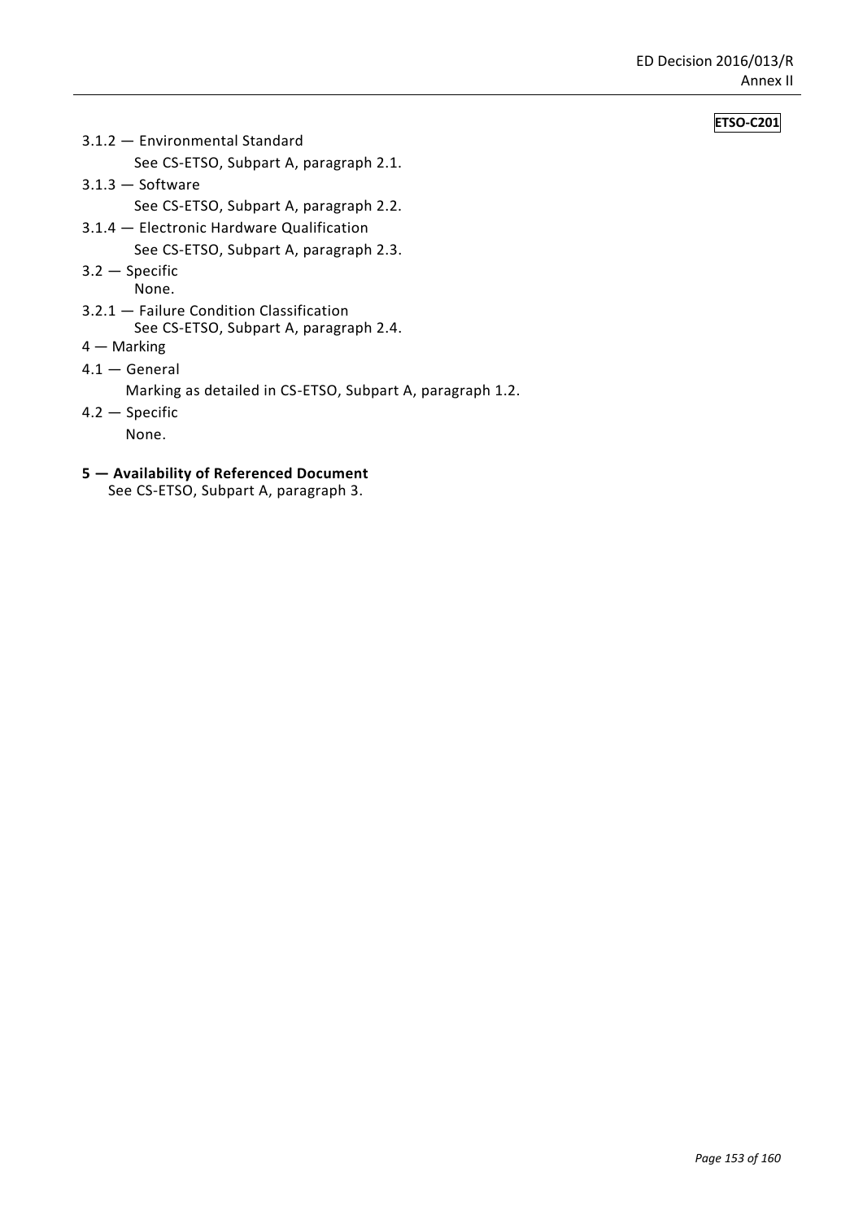**ETSO-C201**

3.1.2 — Environmental Standard

See CS-ETSO, Subpart A, paragraph 2.1.

3.1.3 — Software

See CS-ETSO, Subpart A, paragraph 2.2.

3.1.4 — Electronic Hardware Qualification

See CS-ETSO, Subpart A, paragraph 2.3.

3.2 — Specific

None.

3.2.1 — Failure Condition Classification

See CS-ETSO, Subpart A, paragraph 2.4.

4 — Marking

4.1 — General

Marking as detailed in CS-ETSO, Subpart A, paragraph 1.2.

4.2 — Specific

None.

**5 — Availability of Referenced Document**

See CS-ETSO, Subpart A, paragraph 3.